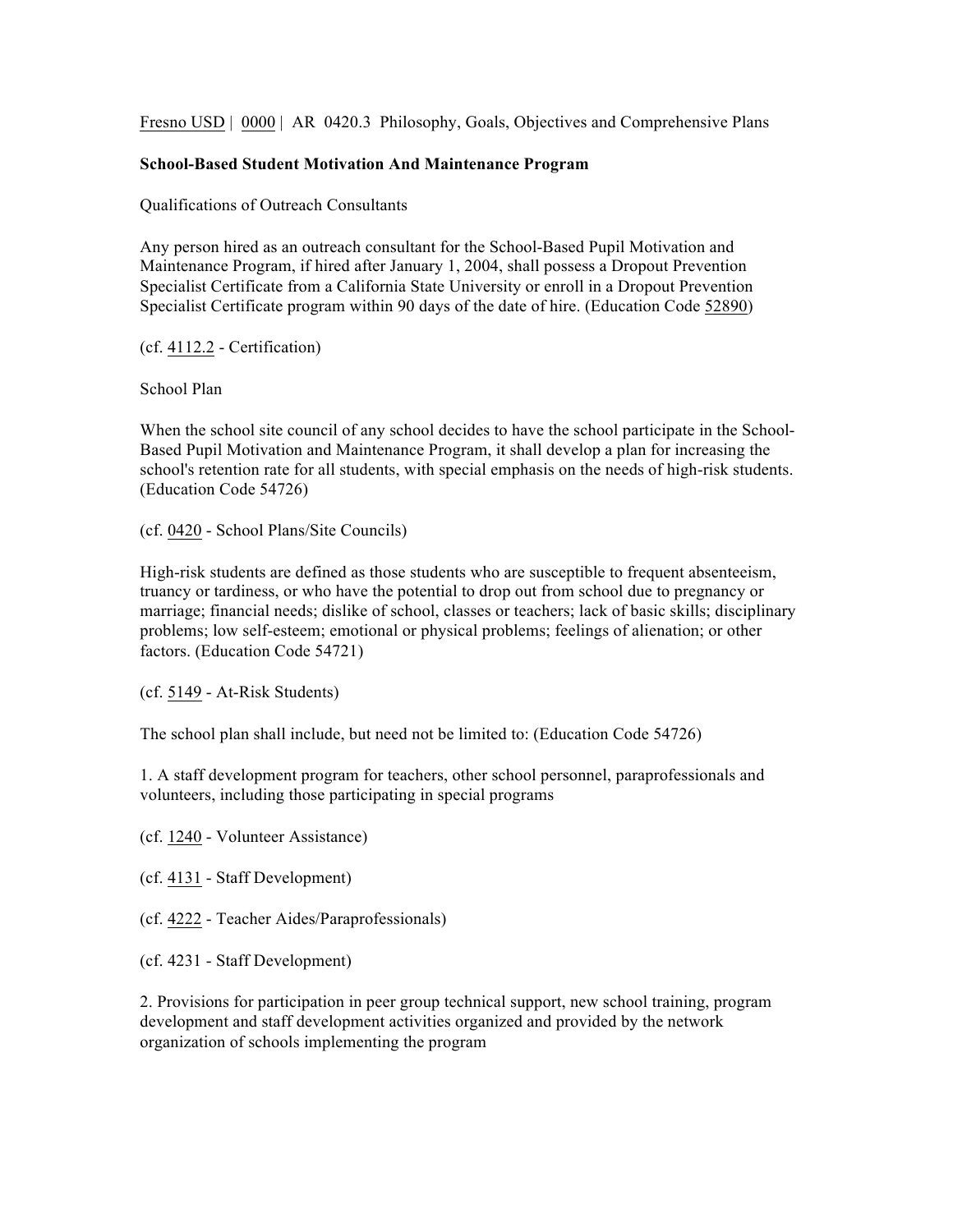Fresno USD | 0000 | AR 0420.3 Philosophy, Goals, Objectives and Comprehensive Plans

**School-Based Student Motivation And Maintenance Program**

Qualifications of Outreach Consultants

Any person hired as an outreach consultant for the School-Based Pupil Motivation and Maintenance Program, if hired after January 1, 2004, shall possess a Dropout Prevention Specialist Certificate from a California State University or enroll in a Dropout Prevention Specialist Certificate program within 90 days of the date of hire. (Education Code 52890)

(cf. 4112.2 - Certification)

School Plan

When the school site council of any school decides to have the school participate in the School-Based Pupil Motivation and Maintenance Program, it shall develop a plan for increasing the school's retention rate for all students, with special emphasis on the needs of high-risk students. (Education Code 54726)

(cf. 0420 - School Plans/Site Councils)

High-risk students are defined as those students who are susceptible to frequent absenteeism, truancy or tardiness, or who have the potential to drop out from school due to pregnancy or marriage; financial needs; dislike of school, classes or teachers; lack of basic skills; disciplinary problems; low self-esteem; emotional or physical problems; feelings of alienation; or other factors. (Education Code 54721)

(cf. 5149 - At-Risk Students)

The school plan shall include, but need not be limited to: (Education Code 54726)

1. A staff development program for teachers, other school personnel, paraprofessionals and volunteers, including those participating in special programs

(cf. 1240 - Volunteer Assistance)

(cf. 4131 - Staff Development)

(cf. 4222 - Teacher Aides/Paraprofessionals)

(cf. 4231 - Staff Development)

2. Provisions for participation in peer group technical support, new school training, program development and staff development activities organized and provided by the network organization of schools implementing the program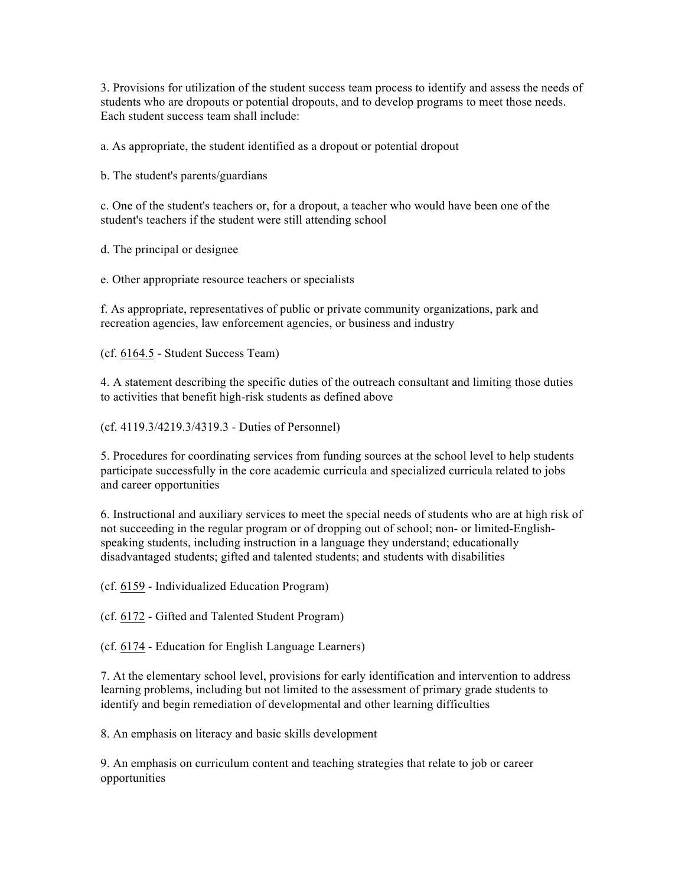3. Provisions for utilization of the student success team process to identify and assess the needs of students who are dropouts or potential dropouts, and to develop programs to meet those needs. Each student success team shall include:

a. As appropriate, the student identified as a dropout or potential dropout

b. The student's parents/guardians

c. One of the student's teachers or, for a dropout, a teacher who would have been one of the student's teachers if the student were still attending school

d. The principal or designee

e. Other appropriate resource teachers or specialists

f. As appropriate, representatives of public or private community organizations, park and recreation agencies, law enforcement agencies, or business and industry

(cf. 6164.5 - Student Success Team)

4. A statement describing the specific duties of the outreach consultant and limiting those duties to activities that benefit high-risk students as defined above

(cf. 4119.3/4219.3/4319.3 - Duties of Personnel)

5. Procedures for coordinating services from funding sources at the school level to help students participate successfully in the core academic curricula and specialized curricula related to jobs and career opportunities

6. Instructional and auxiliary services to meet the special needs of students who are at high risk of not succeeding in the regular program or of dropping out of school; non- or limited-English-speaking students, including instruction in a language they understand; educationally disadvantaged students; gifted and talented students; and students with disabilities

(cf. 6159 - Individualized Education Program)

(cf. 6172 - Gifted and Talented Student Program)

(cf. 6174 - Education for English Language Learners)

7. At the elementary school level, provisions for early identification and intervention to address learning problems, including but not limited to the assessment of primary grade students to identify and begin remediation of developmental and other learning difficulties

8. An emphasis on literacy and basic skills development

9. An emphasis on curriculum content and teaching strategies that relate to job or career opportunities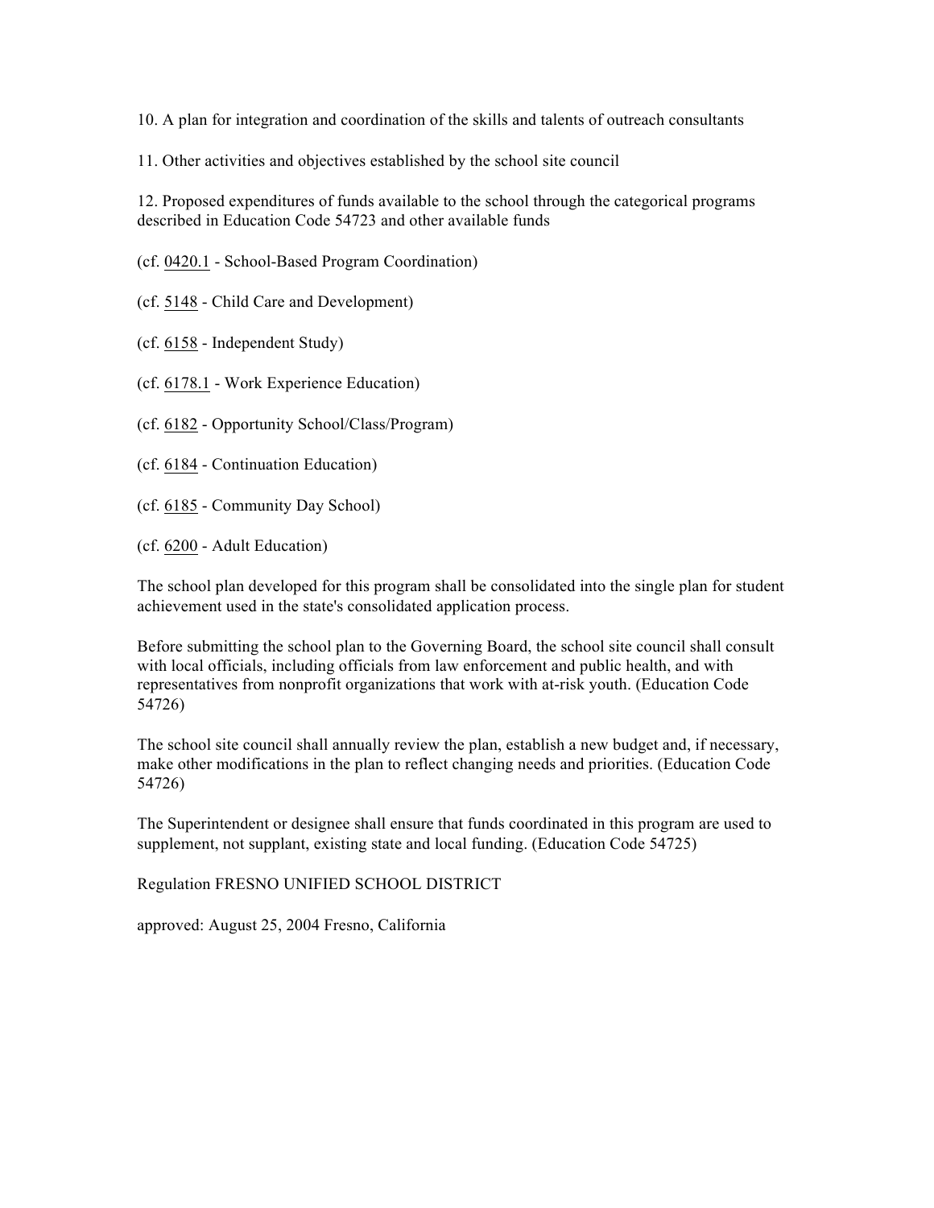10. A plan for integration and coordination of the skills and talents of outreach consultants

11. Other activities and objectives established by the school site council

12. Proposed expenditures of funds available to the school through the categorical programs described in Education Code 54723 and other available funds

(cf. 0420.1 - School-Based Program Coordination)

(cf. 5148 - Child Care and Development)

(cf. 6158 - Independent Study)

(cf. 6178.1 - Work Experience Education)

(cf. 6182 - Opportunity School/Class/Program)

(cf. 6184 - Continuation Education)

(cf. 6185 - Community Day School)

(cf. 6200 - Adult Education)

The school plan developed for this program shall be consolidated into the single plan for student achievement used in the state's consolidated application process.

Before submitting the school plan to the Governing Board, the school site council shall consult with local officials, including officials from law enforcement and public health, and with representatives from nonprofit organizations that work with at-risk youth. (Education Code 54726)

The school site council shall annually review the plan, establish a new budget and, if necessary, make other modifications in the plan to reflect changing needs and priorities. (Education Code 54726)

The Superintendent or designee shall ensure that funds coordinated in this program are used to supplement, not supplant, existing state and local funding. (Education Code 54725)

Regulation FRESNO UNIFIED SCHOOL DISTRICT

approved: August 25, 2004 Fresno, California